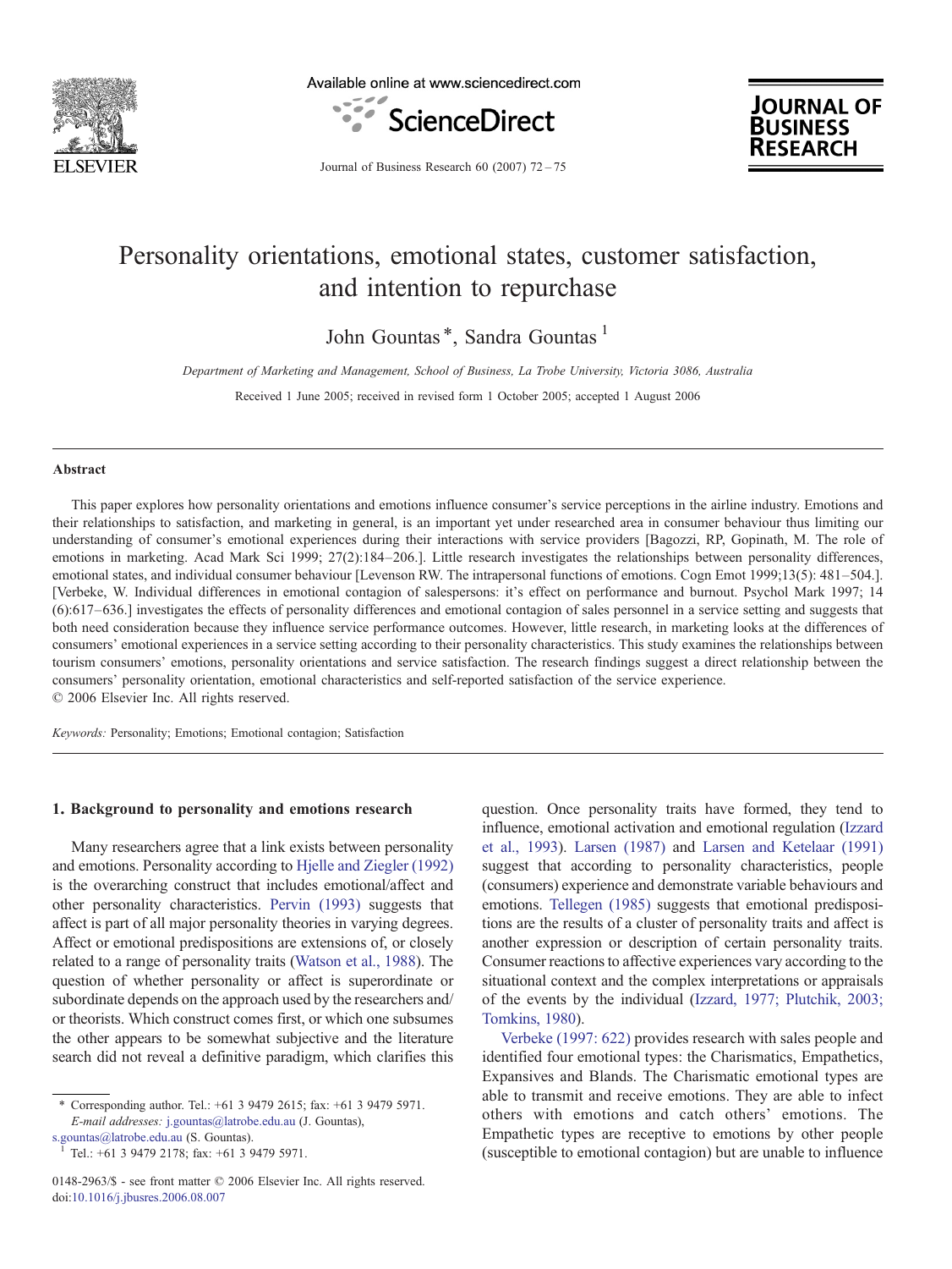# Personality orientations, emotional states, customer satisfaction, and intention to repurchase

John Gountas [*], Sandra Gountas [1]

*Department of Marketing and Management, School of Business, La Trobe University, Victoria 3086, Australia*

Received 1 June 2005; received in revised form 1 October 2005; accepted 1 August 2006

## Abstract

This paper explores how personality orientations and emotions influence consumer's service perceptions in the airline industry. Emotions and their relationships to satisfaction, and marketing in general, is an important yet under researched area in consumer behaviour thus limiting our understanding of consumer's emotional experiences during their interactions with service providers [Bagozzi, RP, Gopinath, M. The role of emotions in marketing. Acad Mark Sci 1999; 27(2):184–206.]. Little research investigates the relationships between personality differences, emotional states, and individual consumer behaviour [Levenson RW. The intrapersonal functions of emotions. Cogn Emot 1999;13(5): 481–504.]. [Verbeke, W. Individual differences in emotional contagion of salespersons: it's effect on performance and burnout. Psychol Mark 1997; 14 (6):617–636.] investigates the effects of personality differences and emotional contagion of sales personnel in a service setting and suggests that both need consideration because they influence service performance outcomes. However, little research, in marketing looks at the differences of consumers' emotional experiences in a service setting according to their personality characteristics. This study examines the relationships between tourism consumers' emotions, personality orientations and service satisfaction. The research findings suggest a direct relationship between the consumers' personality orientation, emotional characteristics and self-reported satisfaction of the service experience.

© 2006 Elsevier Inc. All rights reserved.

*Keywords:* Personality; Emotions; Emotional contagion; Satisfaction

## 1. Background to personality and emotions research

Many researchers agree that a link exists between personality and emotions. Personality according to Hjelle and Ziegler (1992) is the overarching construct that includes emotional/affect and other personality characteristics. Pervin (1993) suggests that affect is part of all major personality theories in varying degrees. Affect or emotional predispositions are extensions of, or closely related to a range of personality traits (Watson et al., 1988). The question of whether personality or affect is superordinate or subordinate depends on the approach used by the researchers and/or theorists. Which construct comes first, or which one subsumes the other appears to be somewhat subjective and the literature search did not reveal a definitive paradigm, which clarifies this question. Once personality traits have formed, they tend to influence, emotional activation and emotional regulation (Izzard et al., 1993). Larsen (1987) and Larsen and Ketelaar (1991) suggest that according to personality characteristics, people (consumers) experience and demonstrate variable behaviours and emotions. Tellegen (1985) suggests that emotional predispositions are the results of a cluster of personality traits and affect is another expression or description of certain personality traits. Consumer reactions to affective experiences vary according to the situational context and the complex interpretations or appraisals of the events by the individual (Izzard, 1977; Plutchik, 2003; Tomkins, 1980).

Verbeke (1997: 622) provides research with sales people and identified four emotional types: the Charismatics, Empathetics, Expansives and Blands. The Charismatic emotional types are able to transmit and receive emotions. They are able to infect others with emotions and catch others' emotions. The Empathetic types are receptive to emotions by other people (susceptible to emotional contagion) but are unable to influence

---

* Corresponding author. Tel.: +61 3 9479 2615; fax: +61 3 9479 5971. *E-mail addresses:* j.gountas@latrobe.edu.au (J. Gountas), s.gountas@latrobe.edu.au (S. Gountas).

[1] Tel.: +61 3 9479 2178; fax: +61 3 9479 5971.

0148-2963/$ - see front matter © 2006 Elsevier Inc. All rights reserved.
doi:10.1016/j.jbusres.2006.08.007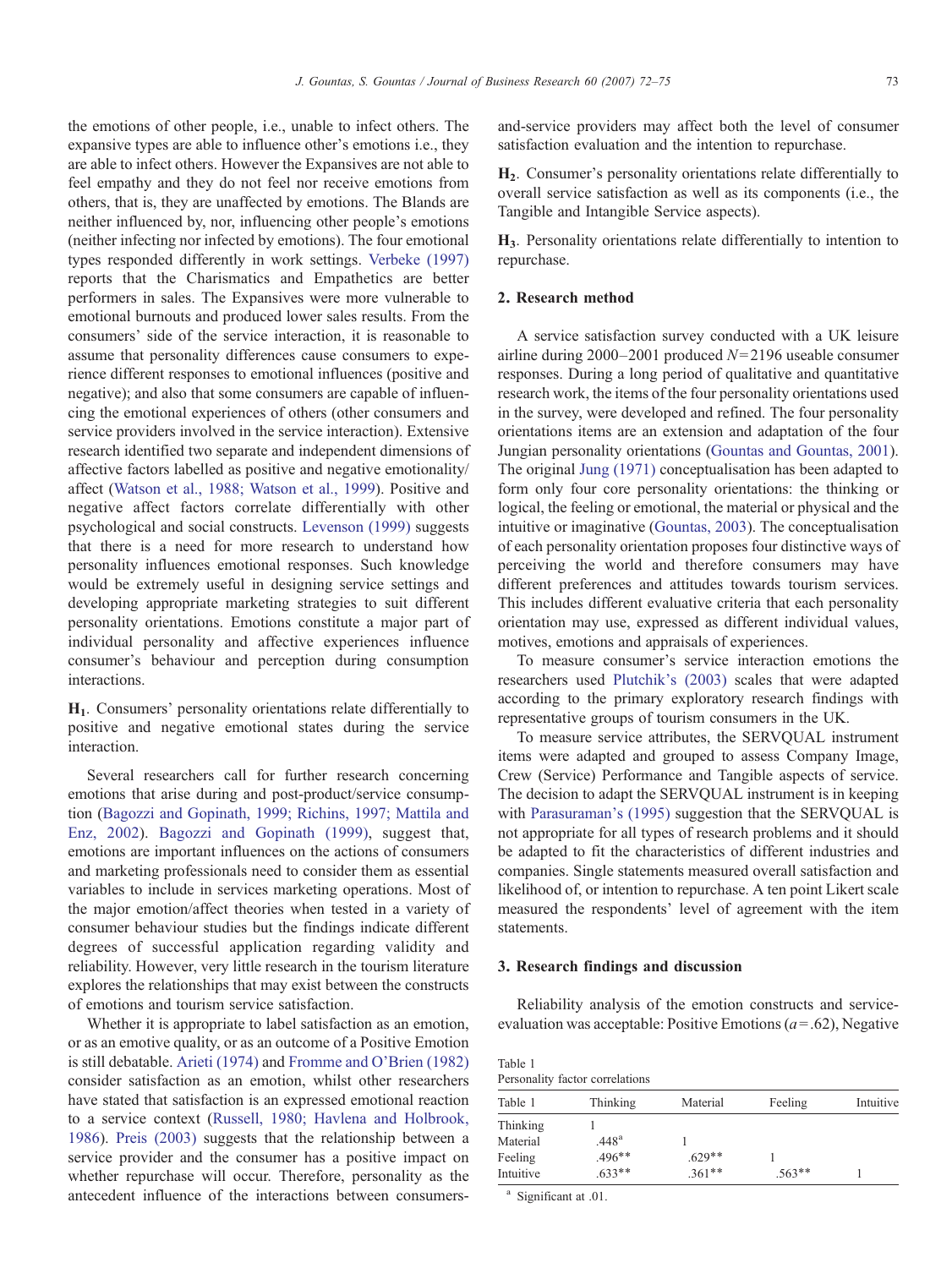the emotions of other people, i.e., unable to infect others. The expansive types are able to influence other's emotions i.e., they are able to infect others. However the Expansives are not able to feel empathy and they do not feel nor receive emotions from others, that is, they are unaffected by emotions. The Blands are neither influenced by, nor, influencing other people's emotions (neither infecting nor infected by emotions). The four emotional types responded differently in work settings. Verbeke (1997) reports that the Charismatics and Empathetics are better performers in sales. The Expansives were more vulnerable to emotional burnouts and produced lower sales results. From the consumers' side of the service interaction, it is reasonable to assume that personality differences cause consumers to experience different responses to emotional influences (positive and negative); and also that some consumers are capable of influencing the emotional experiences of others (other consumers and service providers involved in the service interaction). Extensive research identified two separate and independent dimensions of affective factors labelled as positive and negative emotionality/affect (Watson et al., 1988; Watson et al., 1999). Positive and negative affect factors correlate differentially with other psychological and social constructs. Levenson (1999) suggests that there is a need for more research to understand how personality influences emotional responses. Such knowledge would be extremely useful in designing service settings and developing appropriate marketing strategies to suit different personality orientations. Emotions constitute a major part of individual personality and affective experiences influence consumer's behaviour and perception during consumption interactions.

**H$_1$**. Consumers' personality orientations relate differentially to positive and negative emotional states during the service interaction.

Several researchers call for further research concerning emotions that arise during and post-product/service consumption (Bagozzi and Gopinath, 1999; Richins, 1997; Mattila and Enz, 2002). Bagozzi and Gopinath (1999), suggest that, emotions are important influences on the actions of consumers and marketing professionals need to consider them as essential variables to include in services marketing operations. Most of the major emotion/affect theories when tested in a variety of consumer behaviour studies but the findings indicate different degrees of successful application regarding validity and reliability. However, very little research in the tourism literature explores the relationships that may exist between the constructs of emotions and tourism service satisfaction.

Whether it is appropriate to label satisfaction as an emotion, or as an emotive quality, or as an outcome of a Positive Emotion is still debatable. Arieti (1974) and Fromme and O'Brien (1982) consider satisfaction as an emotion, whilst other researchers have stated that satisfaction is an expressed emotional reaction to a service context (Russell, 1980; Havlena and Holbrook, 1986). Preis (2003) suggests that the relationship between a service provider and the consumer has a positive impact on whether repurchase will occur. Therefore, personality as the antecedent influence of the interactions between consumers-and-service providers may affect both the level of consumer satisfaction evaluation and the intention to repurchase.

**H$_2$**. Consumer's personality orientations relate differentially to overall service satisfaction as well as its components (i.e., the Tangible and Intangible Service aspects).

**H$_3$**. Personality orientations relate differentially to intention to repurchase.

## 2. Research method

A service satisfaction survey conducted with a UK leisure airline during 2000–2001 produced $N=2196$ useable consumer responses. During a long period of qualitative and quantitative research work, the items of the four personality orientations used in the survey, were developed and refined. The four personality orientations items are an extension and adaptation of the four Jungian personality orientations (Gountas and Gountas, 2001). The original Jung (1971) conceptualisation has been adapted to form only four core personality orientations: the thinking or logical, the feeling or emotional, the material or physical and the intuitive or imaginative (Gountas, 2003). The conceptualisation of each personality orientation proposes four distinctive ways of perceiving the world and therefore consumers may have different preferences and attitudes towards tourism services. This includes different evaluative criteria that each personality orientation may use, expressed as different individual values, motives, emotions and appraisals of experiences.

To measure consumer's service interaction emotions the researchers used Plutchik's (2003) scales that were adapted according to the primary exploratory research findings with representative groups of tourism consumers in the UK.

To measure service attributes, the SERVQUAL instrument items were adapted and grouped to assess Company Image, Crew (Service) Performance and Tangible aspects of service. The decision to adapt the SERVQUAL instrument is in keeping with Parasuraman's (1995) suggestion that the SERVQUAL is not appropriate for all types of research problems and it should be adapted to fit the characteristics of different industries and companies. Single statements measured overall satisfaction and likelihood of, or intention to repurchase. A ten point Likert scale measured the respondents' level of agreement with the item statements.

## 3. Research findings and discussion

Reliability analysis of the emotion constructs and service-evaluation was acceptable: Positive Emotions ($a=.62$), Negative

Table 1
Personality factor correlations

| Table 1 | Thinking | Material | Feeling | Intuitive |
|---|---|---|---|---|
| Thinking | 1 | | | |
| Material | .448[a] | 1 | | |
| Feeling | .496** | .629** | 1 | |
| Intuitive | .633** | .361** | .563** | 1 |

[a] Significant at .01.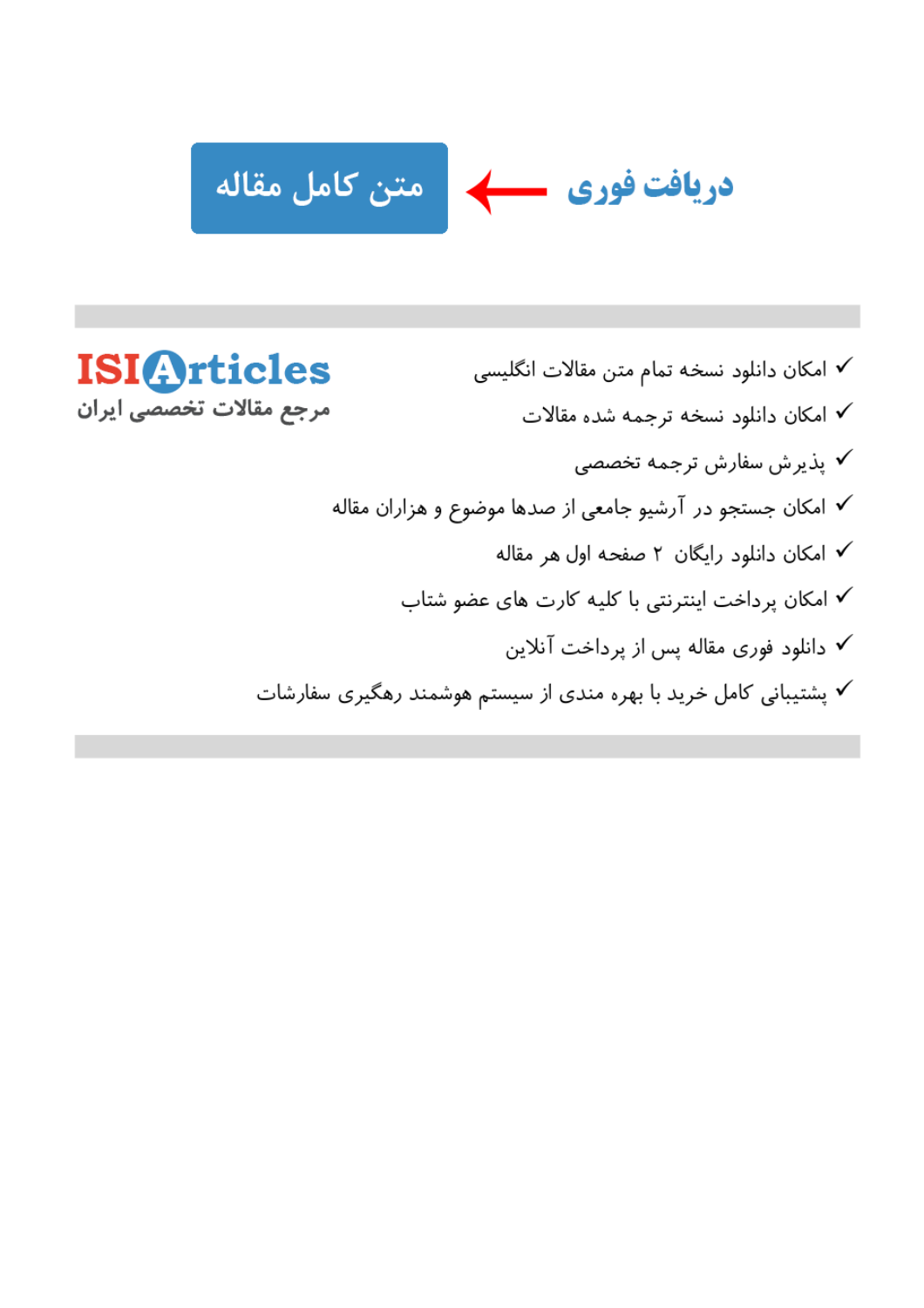**متن کامل مقاله** ← **دریافت فوری**

**ISIArticles**
مرجع مقالات تخصصی ایران

- ✓ امکان دانلود نسخه تمام متن مقالات انگلیسی
- ✓ امکان دانلود نسخه ترجمه شده مقالات
- ✓ پذیرش سفارش ترجمه تخصصی
- ✓ امکان جستجو در آرشیو جامعی از صدها موضوع و هزاران مقاله
- ✓ امکان دانلود رایگان ۲ صفحه اول هر مقاله
- ✓ امکان پرداخت اینترنتی با کلیه کارت های عضو شتاب
- ✓ دانلود فوری مقاله پس از پرداخت آنلاین
- ✓ پشتیبانی کامل خرید با بهره مندی از سیستم هوشمند رهگیری سفارشات